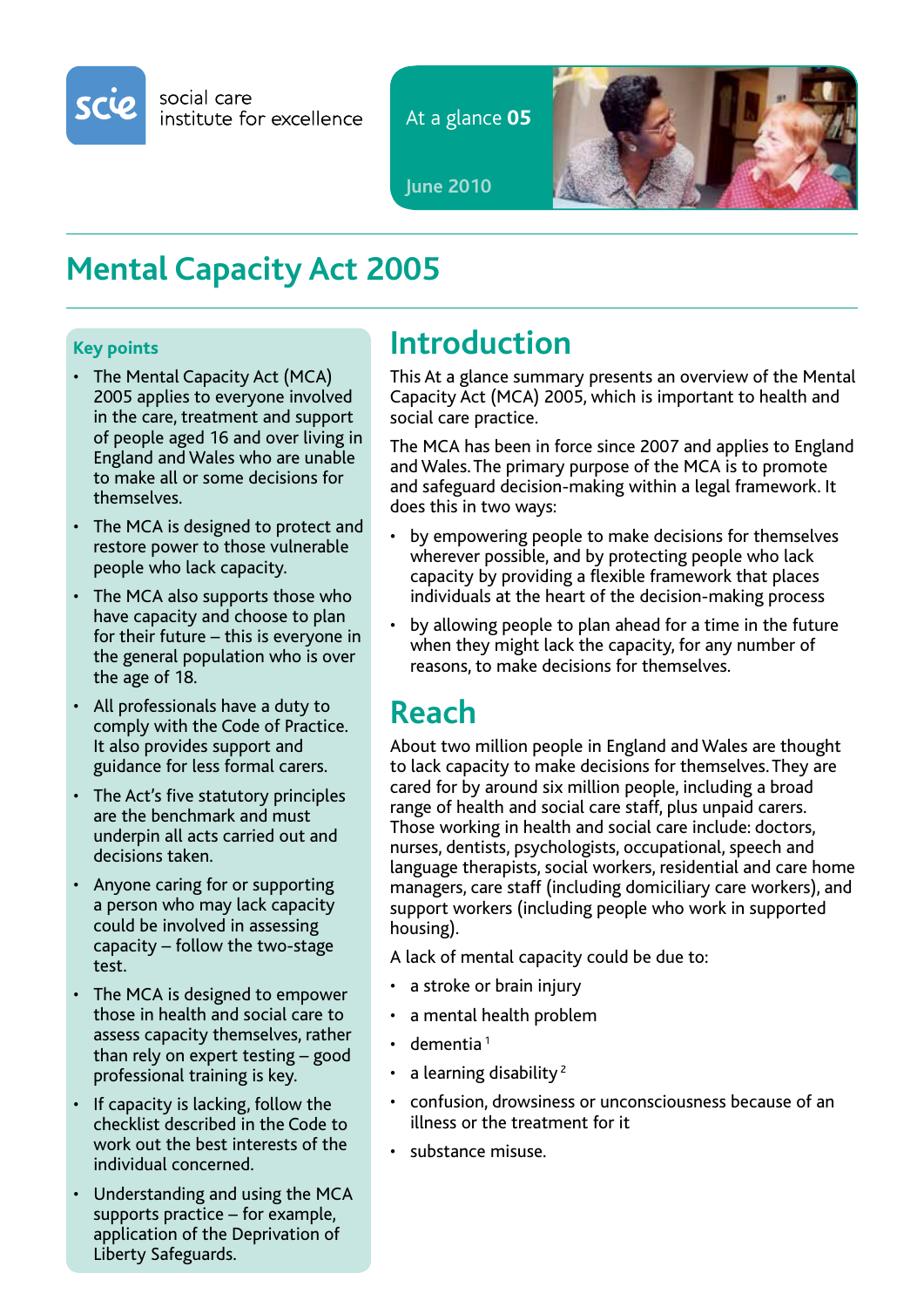social care institute for excellence

At a glance 05

June 2010

# Mental Capacity Act 2005

### Key points

- The Mental Capacity Act (MCA) 2005 applies to everyone involved in the care, treatment and support of people aged 16 and over living in England and Wales who are unable to make all or some decisions for themselves.
- The MCA is designed to protect and restore power to those vulnerable people who lack capacity.
- The MCA also supports those who have capacity and choose to plan for their future – this is everyone in the general population who is over the age of 18.
- All professionals have a duty to comply with the Code of Practice. It also provides support and guidance for less formal carers.
- The Act's five statutory principles are the benchmark and must underpin all acts carried out and decisions taken.
- Anyone caring for or supporting a person who may lack capacity could be involved in assessing capacity – follow the two-stage test.
- The MCA is designed to empower those in health and social care to assess capacity themselves, rather than rely on expert testing – good professional training is key.
- If capacity is lacking, follow the checklist described in the Code to work out the best interests of the individual concerned.
- Understanding and using the MCA supports practice – for example, application of the Deprivation of Liberty Safeguards.

## Introduction

This At a glance summary presents an overview of the Mental Capacity Act (MCA) 2005, which is important to health and social care practice.

The MCA has been in force since 2007 and applies to England and Wales. The primary purpose of the MCA is to promote and safeguard decision-making within a legal framework. It does this in two ways:

- by empowering people to make decisions for themselves wherever possible, and by protecting people who lack capacity by providing a flexible framework that places individuals at the heart of the decision-making process
- by allowing people to plan ahead for a time in the future when they might lack the capacity, for any number of reasons, to make decisions for themselves.

## Reach

About two million people in England and Wales are thought to lack capacity to make decisions for themselves. They are cared for by around six million people, including a broad range of health and social care staff, plus unpaid carers. Those working in health and social care include: doctors, nurses, dentists, psychologists, occupational, speech and language therapists, social workers, residential and care home managers, care staff (including domiciliary care workers), and support workers (including people who work in supported housing).

A lack of mental capacity could be due to:

- a stroke or brain injury
- a mental health problem
- dementia [1]
- a learning disability [2]
- confusion, drowsiness or unconsciousness because of an illness or the treatment for it
- substance misuse.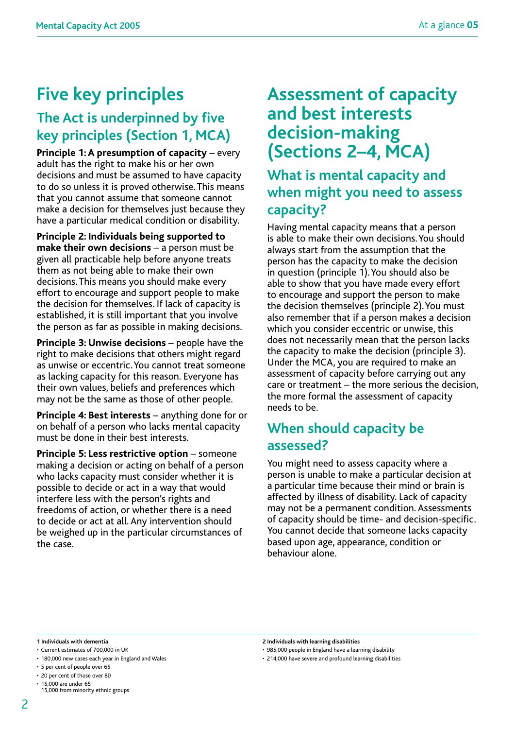# Five key principles

## The Act is underpinned by five key principles (Section 1, MCA)

**Principle 1: A presumption of capacity** – every adult has the right to make his or her own decisions and must be assumed to have capacity to do so unless it is proved otherwise. This means that you cannot assume that someone cannot make a decision for themselves just because they have a particular medical condition or disability.

**Principle 2: Individuals being supported to make their own decisions** – a person must be given all practicable help before anyone treats them as not being able to make their own decisions. This means you should make every effort to encourage and support people to make the decision for themselves. If lack of capacity is established, it is still important that you involve the person as far as possible in making decisions.

**Principle 3: Unwise decisions** – people have the right to make decisions that others might regard as unwise or eccentric. You cannot treat someone as lacking capacity for this reason. Everyone has their own values, beliefs and preferences which may not be the same as those of other people.

**Principle 4: Best interests** – anything done for or on behalf of a person who lacks mental capacity must be done in their best interests.

**Principle 5: Less restrictive option** – someone making a decision or acting on behalf of a person who lacks capacity must consider whether it is possible to decide or act in a way that would interfere less with the person's rights and freedoms of action, or whether there is a need to decide or act at all. Any intervention should be weighed up in the particular circumstances of the case.

# Assessment of capacity and best interests decision-making (Sections 2–4, MCA)

## What is mental capacity and when might you need to assess capacity?

Having mental capacity means that a person is able to make their own decisions. You should always start from the assumption that the person has the capacity to make the decision in question (principle 1). You should also be able to show that you have made every effort to encourage and support the person to make the decision themselves (principle 2). You must also remember that if a person makes a decision which you consider eccentric or unwise, this does not necessarily mean that the person lacks the capacity to make the decision (principle 3). Under the MCA, you are required to make an assessment of capacity before carrying out any care or treatment – the more serious the decision, the more formal the assessment of capacity needs to be.

## When should capacity be assessed?

You might need to assess capacity where a person is unable to make a particular decision at a particular time because their mind or brain is affected by illness of disability. Lack of capacity may not be a permanent condition. Assessments of capacity should be time- and decision-specific. You cannot decide that someone lacks capacity based upon age, appearance, condition or behaviour alone.

---

**1 Individuals with dementia**

- Current estimates of 700,000 in UK
- 180,000 new cases each year in England and Wales
- 5 per cent of people over 65
- 20 per cent of those over 80
- 15,000 are under 65
  15,000 from minority ethnic groups

**2 Individuals with learning disabilities**

- 985,000 people in England have a learning disability
- 214,000 have severe and profound learning disabilities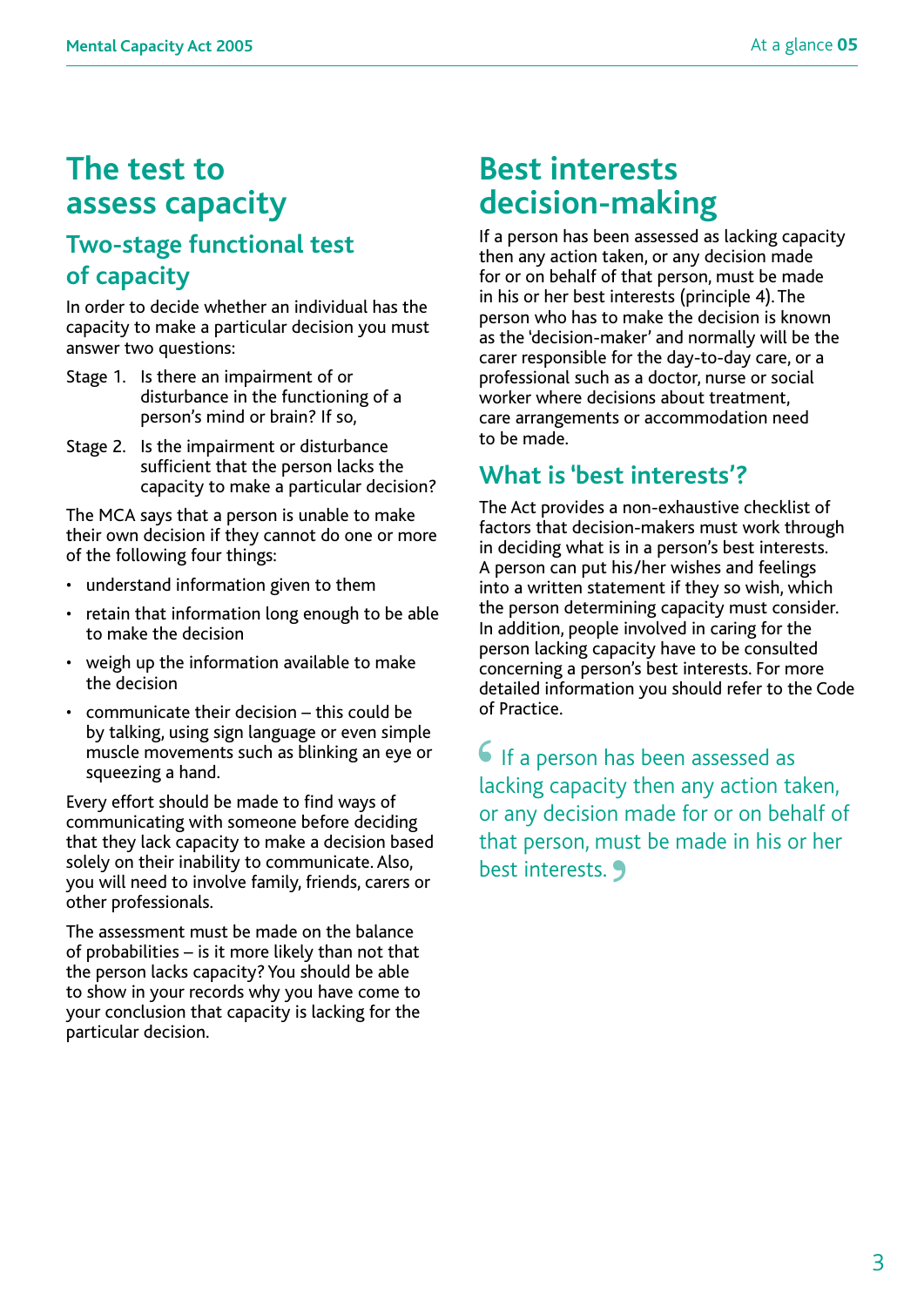# The test to assess capacity

## Two-stage functional test of capacity

In order to decide whether an individual has the capacity to make a particular decision you must answer two questions:

Stage 1. Is there an impairment of or disturbance in the functioning of a person's mind or brain? If so,

Stage 2. Is the impairment or disturbance sufficient that the person lacks the capacity to make a particular decision?

The MCA says that a person is unable to make their own decision if they cannot do one or more of the following four things:

- understand information given to them
- retain that information long enough to be able to make the decision
- weigh up the information available to make the decision
- communicate their decision – this could be by talking, using sign language or even simple muscle movements such as blinking an eye or squeezing a hand.

Every effort should be made to find ways of communicating with someone before deciding that they lack capacity to make a decision based solely on their inability to communicate. Also, you will need to involve family, friends, carers or other professionals.

The assessment must be made on the balance of probabilities – is it more likely than not that the person lacks capacity? You should be able to show in your records why you have come to your conclusion that capacity is lacking for the particular decision.

# Best interests decision-making

If a person has been assessed as lacking capacity then any action taken, or any decision made for or on behalf of that person, must be made in his or her best interests (principle 4). The person who has to make the decision is known as the 'decision-maker' and normally will be the carer responsible for the day-to-day care, or a professional such as a doctor, nurse or social worker where decisions about treatment, care arrangements or accommodation need to be made.

## What is 'best interests'?

The Act provides a non-exhaustive checklist of factors that decision-makers must work through in deciding what is in a person's best interests. A person can put his/her wishes and feelings into a written statement if they so wish, which the person determining capacity must consider. In addition, people involved in caring for the person lacking capacity have to be consulted concerning a person's best interests. For more detailed information you should refer to the Code of Practice.

> "If a person has been assessed as lacking capacity then any action taken, or any decision made for or on behalf of that person, must be made in his or her best interests."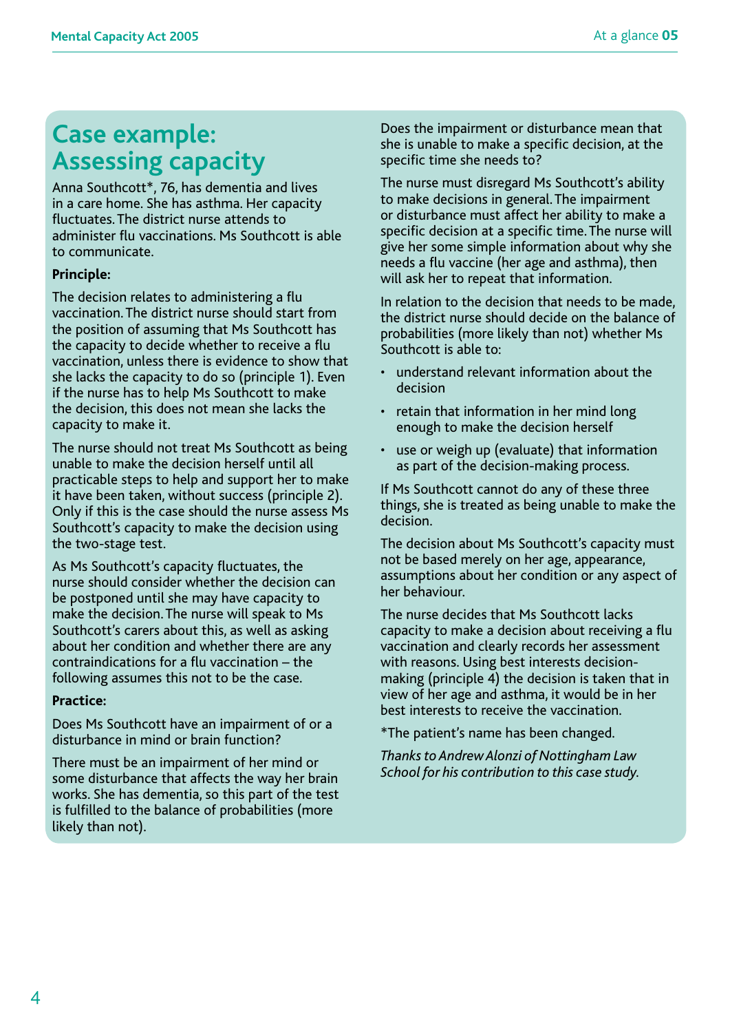# Case example: Assessing capacity

Anna Southcott*, 76, has dementia and lives in a care home. She has asthma. Her capacity fluctuates. The district nurse attends to administer flu vaccinations. Ms Southcott is able to communicate.

**Principle:**

The decision relates to administering a flu vaccination. The district nurse should start from the position of assuming that Ms Southcott has the capacity to decide whether to receive a flu vaccination, unless there is evidence to show that she lacks the capacity to do so (principle 1). Even if the nurse has to help Ms Southcott to make the decision, this does not mean she lacks the capacity to make it.

The nurse should not treat Ms Southcott as being unable to make the decision herself until all practicable steps to help and support her to make it have been taken, without success (principle 2). Only if this is the case should the nurse assess Ms Southcott's capacity to make the decision using the two-stage test.

As Ms Southcott's capacity fluctuates, the nurse should consider whether the decision can be postponed until she may have capacity to make the decision. The nurse will speak to Ms Southcott's carers about this, as well as asking about her condition and whether there are any contraindications for a flu vaccination – the following assumes this not to be the case.

**Practice:**

Does Ms Southcott have an impairment of or a disturbance in mind or brain function?

There must be an impairment of her mind or some disturbance that affects the way her brain works. She has dementia, so this part of the test is fulfilled to the balance of probabilities (more likely than not).

Does the impairment or disturbance mean that she is unable to make a specific decision, at the specific time she needs to?

The nurse must disregard Ms Southcott's ability to make decisions in general. The impairment or disturbance must affect her ability to make a specific decision at a specific time. The nurse will give her some simple information about why she needs a flu vaccine (her age and asthma), then will ask her to repeat that information.

In relation to the decision that needs to be made, the district nurse should decide on the balance of probabilities (more likely than not) whether Ms Southcott is able to:

- understand relevant information about the decision
- retain that information in her mind long enough to make the decision herself
- use or weigh up (evaluate) that information as part of the decision-making process.

If Ms Southcott cannot do any of these three things, she is treated as being unable to make the decision.

The decision about Ms Southcott's capacity must not be based merely on her age, appearance, assumptions about her condition or any aspect of her behaviour.

The nurse decides that Ms Southcott lacks capacity to make a decision about receiving a flu vaccination and clearly records her assessment with reasons. Using best interests decision-making (principle 4) the decision is taken that in view of her age and asthma, it would be in her best interests to receive the vaccination.

*The patient's name has been changed.

*Thanks to Andrew Alonzi of Nottingham Law School for his contribution to this case study.*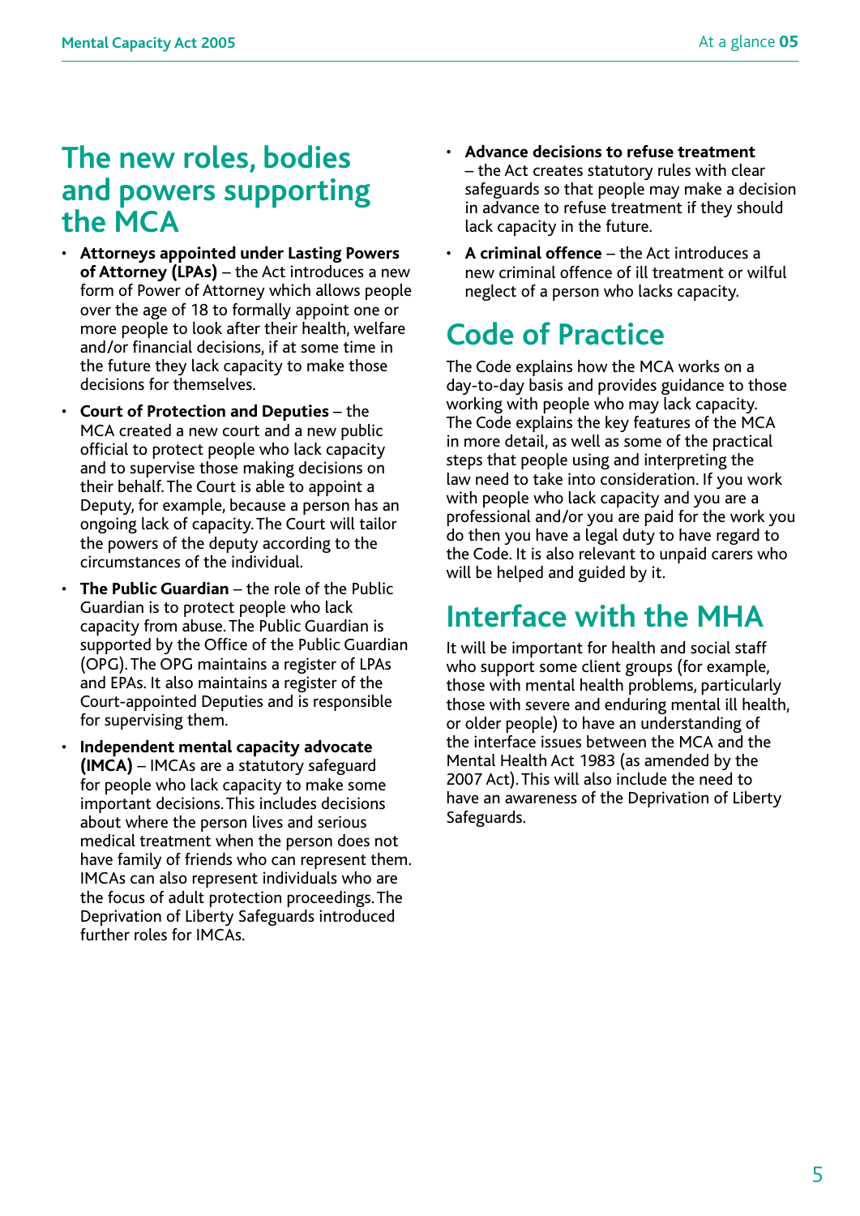## The new roles, bodies and powers supporting the MCA

- **Attorneys appointed under Lasting Powers of Attorney (LPAs)** – the Act introduces a new form of Power of Attorney which allows people over the age of 18 to formally appoint one or more people to look after their health, welfare and/or financial decisions, if at some time in the future they lack capacity to make those decisions for themselves.
- **Court of Protection and Deputies** – the MCA created a new court and a new public official to protect people who lack capacity and to supervise those making decisions on their behalf. The Court is able to appoint a Deputy, for example, because a person has an ongoing lack of capacity. The Court will tailor the powers of the deputy according to the circumstances of the individual.
- **The Public Guardian** – the role of the Public Guardian is to protect people who lack capacity from abuse. The Public Guardian is supported by the Office of the Public Guardian (OPG). The OPG maintains a register of LPAs and EPAs. It also maintains a register of the Court-appointed Deputies and is responsible for supervising them.
- **Independent mental capacity advocate (IMCA)** – IMCAs are a statutory safeguard for people who lack capacity to make some important decisions. This includes decisions about where the person lives and serious medical treatment when the person does not have family of friends who can represent them. IMCAs can also represent individuals who are the focus of adult protection proceedings. The Deprivation of Liberty Safeguards introduced further roles for IMCAs.
- **Advance decisions to refuse treatment** – the Act creates statutory rules with clear safeguards so that people may make a decision in advance to refuse treatment if they should lack capacity in the future.
- **A criminal offence** – the Act introduces a new criminal offence of ill treatment or wilful neglect of a person who lacks capacity.

## Code of Practice

The Code explains how the MCA works on a day-to-day basis and provides guidance to those working with people who may lack capacity. The Code explains the key features of the MCA in more detail, as well as some of the practical steps that people using and interpreting the law need to take into consideration. If you work with people who lack capacity and you are a professional and/or you are paid for the work you do then you have a legal duty to have regard to the Code. It is also relevant to unpaid carers who will be helped and guided by it.

## Interface with the MHA

It will be important for health and social staff who support some client groups (for example, those with mental health problems, particularly those with severe and enduring mental ill health, or older people) to have an understanding of the interface issues between the MCA and the Mental Health Act 1983 (as amended by the 2007 Act). This will also include the need to have an awareness of the Deprivation of Liberty Safeguards.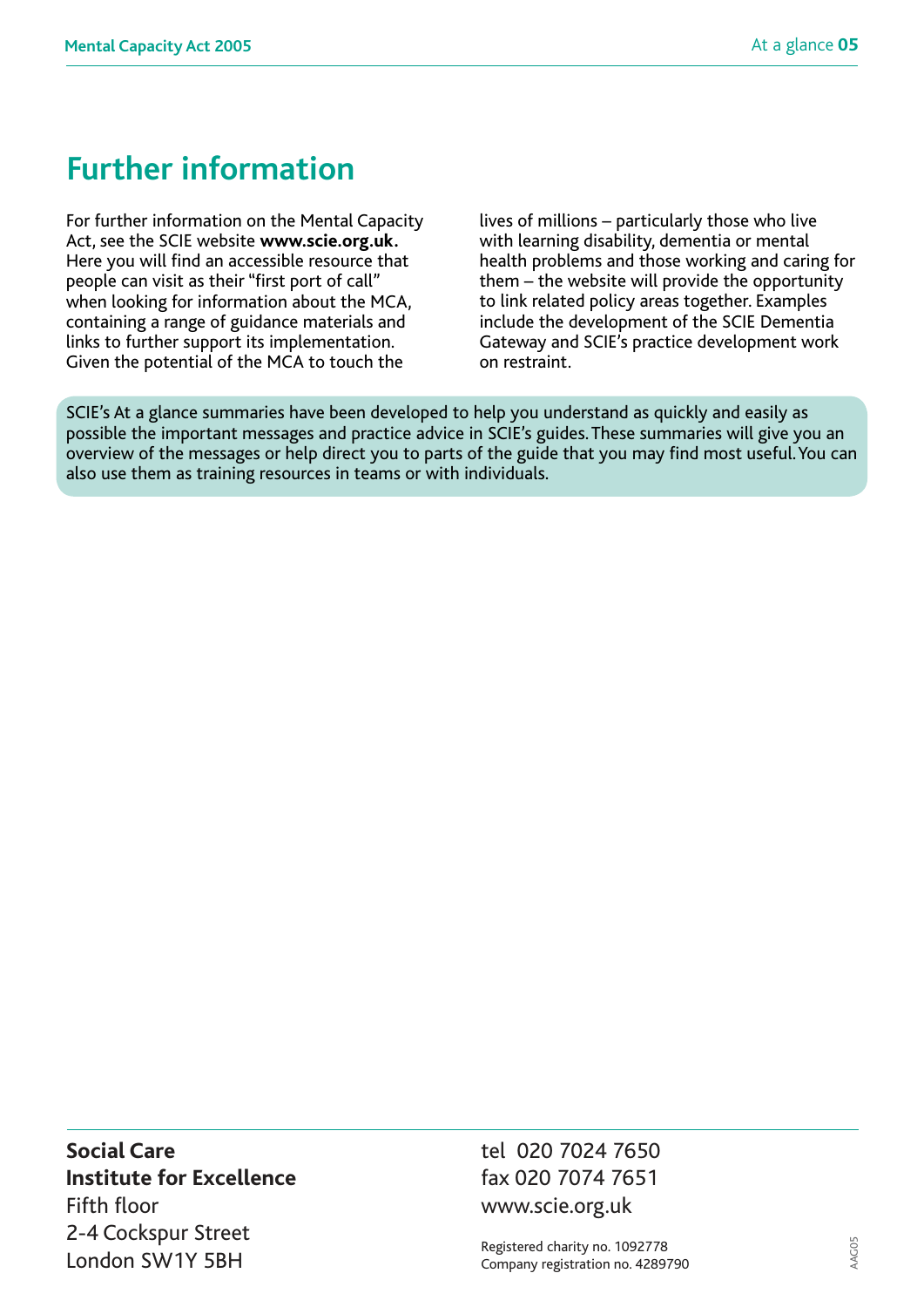# Further information

For further information on the Mental Capacity Act, see the SCIE website **www.scie.org.uk.** Here you will find an accessible resource that people can visit as their "first port of call" when looking for information about the MCA, containing a range of guidance materials and links to further support its implementation. Given the potential of the MCA to touch the lives of millions – particularly those who live with learning disability, dementia or mental health problems and those working and caring for them – the website will provide the opportunity to link related policy areas together. Examples include the development of the SCIE Dementia Gateway and SCIE's practice development work on restraint.

SCIE's At a glance summaries have been developed to help you understand as quickly and easily as possible the important messages and practice advice in SCIE's guides. These summaries will give you an overview of the messages or help direct you to parts of the guide that you may find most useful. You can also use them as training resources in teams or with individuals.

**Social Care**
**Institute for Excellence**
Fifth floor
2-4 Cockspur Street
London SW1Y 5BH

tel 020 7024 7650
fax 020 7074 7651
www.scie.org.uk

Registered charity no. 1092778
Company registration no. 4289790

AAG05